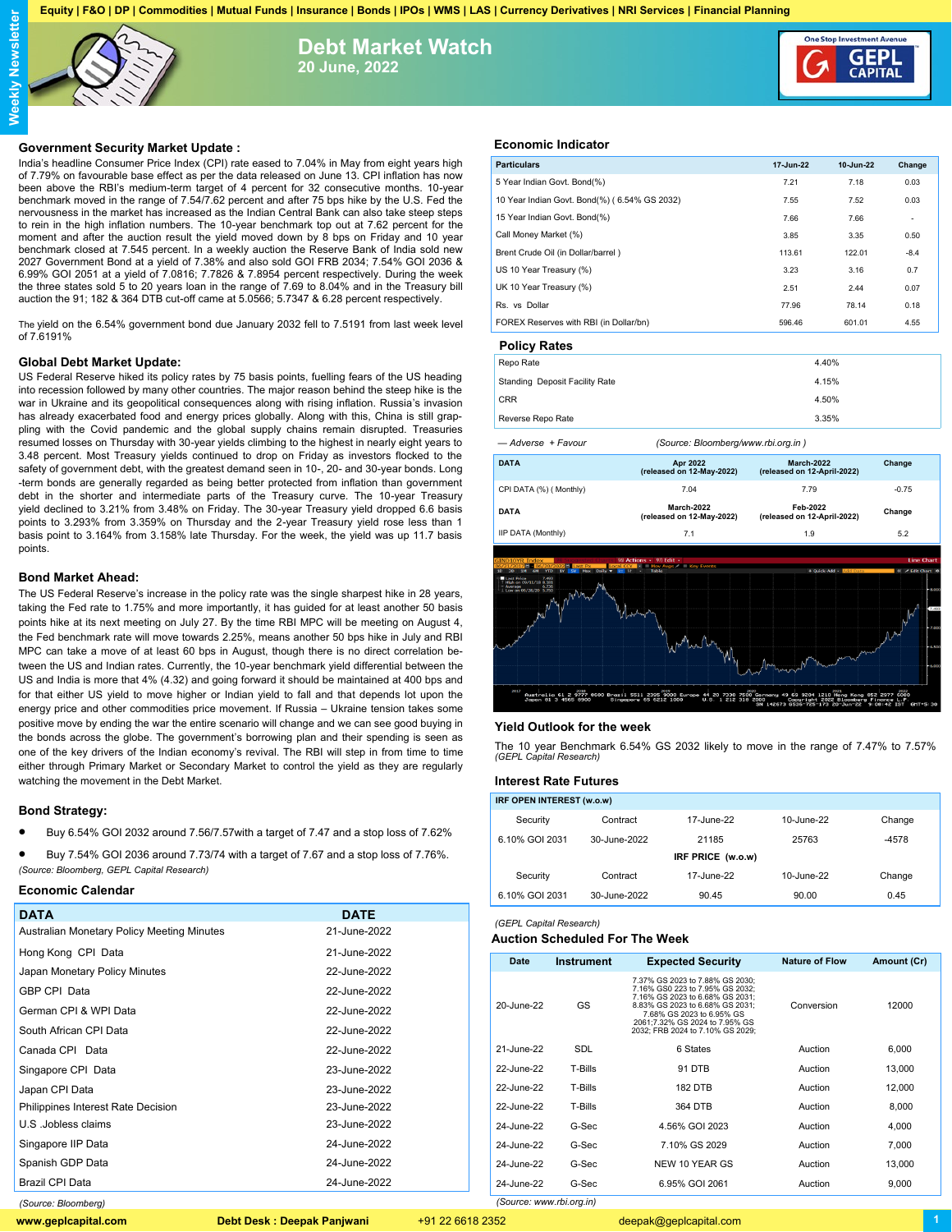Equity | F&O | DP | Commodities | Mutual Funds | Insurance | Bonds | IPOs | WMS | LAS | Currency Derivatives | NRI Services | Financial Planning

# Debt Market Watch

**20 June, 2022**

## Government Security Market Update :

India's headline Consumer Price Index (CPI) rate eased to 7.04% in May from eight years high of 7.79% on favourable base effect as per the data released on June 13. CPI inflation has now been above the RBI's medium-term target of 4 percent for 32 consecutive months. 10-year benchmark moved in the range of 7.54/7.62 percent and after 75 bps hike by the U.S. Fed the nervousness in the market has increased as the Indian Central Bank can also take steep steps to rein in the high inflation numbers. The 10-year benchmark top out at 7.62 percent for the moment and after the auction result the yield moved down by 8 bps on Friday and 10 year benchmark closed at 7.545 percent. In a weekly auction the Reserve Bank of India sold new 2027 Government Bond at a yield of 7.38% and also sold GOI FRB 2034; 7.54% GOI 2036 & 6.99% GOI 2051 at a yield of 7.0816; 7.7826 & 7.8954 percent respectively. During the week the three states sold 5 to 20 years loan in the range of 7.69 to 8.04% and in the Treasury bill auction the 91; 182 & 364 DTB cut-off came at 5.0566; 5.7347 & 6.28 percent respectively.

The yield on the 6.54% government bond due January 2032 fell to 7.5191 from last week level of 7.6191%

## Global Debt Market Update:

US Federal Reserve hiked its policy rates by 75 basis points, fuelling fears of the US heading into recession followed by many other countries. The major reason behind the steep hike is the war in Ukraine and its geopolitical consequences along with rising inflation. Russia's invasion has already exacerbated food and energy prices globally. Along with this, China is still grappling with the Covid pandemic and the global supply chains remain disrupted. Treasuries resumed losses on Thursday with 30-year yields climbing to the highest in nearly eight years to 3.48 percent. Most Treasury yields continued to drop on Friday as investors flocked to the safety of government debt, with the greatest demand seen in 10-, 20- and 30-year bonds. Long-term bonds are generally regarded as being better protected from inflation than government debt in the shorter and intermediate parts of the Treasury curve. The 10-year Treasury yield declined to 3.21% from 3.48% on Friday. The 30-year Treasury yield dropped 6.6 basis points to 3.293% from 3.359% on Thursday and the 2-year Treasury yield rose less than 1 basis point to 3.164% from 3.158% late Thursday. For the week, the yield was up 11.7 basis points.

## Bond Market Ahead:

The US Federal Reserve's increase in the policy rate was the single sharpest hike in 28 years, taking the Fed rate to 1.75% and more importantly, it has guided for at least another 50 basis points hike at its next meeting on July 27. By the time RBI MPC will be meeting on August 4, the Fed benchmark rate will move towards 2.25%, means another 50 bps hike in July and RBI MPC can take a move of at least 60 bps in August, though there is no direct correlation between the US and Indian rates. Currently, the 10-year benchmark yield differential between the US and India is more that 4% (4.32) and going forward it should be maintained at 400 bps and for that either US yield to move higher or Indian yield to fall and that depends lot upon the energy price and other commodities price movement. If Russia – Ukraine tension takes some positive move by ending the war the entire scenario will change and we can see good buying in the bonds across the globe. The government's borrowing plan and their spending is seen as one of the key drivers of the Indian economy's revival. The RBI will step in from time to time either through Primary Market or Secondary Market to control the yield as they are regularly watching the movement in the Debt Market.

## Bond Strategy:

- Buy 6.54% GOI 2032 around 7.56/7.57with a target of 7.47 and a stop loss of 7.62%
- Buy 7.54% GOI 2036 around 7.73/74 with a target of 7.67 and a stop loss of 7.76%.

*(Source: Bloomberg, GEPL Capital Research)*

## Economic Calendar

| DATA | DATE |
|---|---|
| Australian Monetary Policy Meeting Minutes | 21-June-2022 |
| Hong Kong CPI Data | 21-June-2022 |
| Japan Monetary Policy Minutes | 22-June-2022 |
| GBP CPI Data | 22-June-2022 |
| German CPI & WPI Data | 22-June-2022 |
| South African CPI Data | 22-June-2022 |
| Canada CPI Data | 22-June-2022 |
| Singapore CPI Data | 23-June-2022 |
| Japan CPI Data | 23-June-2022 |
| Philippines Interest Rate Decision | 23-June-2022 |
| U.S .Jobless claims | 23-June-2022 |
| Singapore IIP Data | 24-June-2022 |
| Spanish GDP Data | 24-June-2022 |
| Brazil CPI Data | 24-June-2022 |

*(Source: Bloomberg)*

## Economic Indicator

| Particulars | 17-Jun-22 | 10-Jun-22 | Change |
|---|---|---|---|
| 5 Year Indian Govt. Bond(%) | 7.21 | 7.18 | 0.03 |
| 10 Year Indian Govt. Bond(%) ( 6.54% GS 2032) | 7.55 | 7.52 | 0.03 |
| 15 Year Indian Govt. Bond(%) | 7.66 | 7.66 | - |
| Call Money Market (%) | 3.85 | 3.35 | 0.50 |
| Brent Crude Oil (in Dollar/barrel ) | 113.61 | 122.01 | -8.4 |
| US 10 Year Treasury (%) | 3.23 | 3.16 | 0.7 |
| UK 10 Year Treasury (%) | 2.51 | 2.44 | 0.07 |
| Rs. vs Dollar | 77.96 | 78.14 | 0.18 |
| FOREX Reserves with RBI (in Dollar/bn) | 596.46 | 601.01 | 4.55 |

## Policy Rates

| | |
|---|---|
| Repo Rate | 4.40% |
| Standing Deposit Facility Rate | 4.15% |
| CRR | 4.50% |
| Reverse Repo Rate | 3.35% |

*— Adverse + Favour (Source: Bloomberg/www.rbi.org.in )*

| DATA | Apr 2022 (released on 12-May-2022) | March-2022 (released on 12-April-2022) | Change |
|---|---|---|---|
| CPI DATA (%) ( Monthly) | 7.04 | 7.79 | -0.75 |
| **DATA** | **March-2022 (released on 12-May-2022)** | **Feb-2022 (released on 12-April-2022)** | **Change** |
| IIP DATA (Monthly) | 7.1 | 1.9 | 5.2 |

## Yield Outlook for the week

The 10 year Benchmark 6.54% GS 2032 likely to move in the range of 7.47% to 7.57%
*(GEPL Capital Research)*

## Interest Rate Futures

| IRF OPEN INTEREST (w.o.w) | | | | |
|---|---|---|---|---|
| Security | Contract | 17-June-22 | 10-June-22 | Change |
| 6.10% GOI 2031 | 30-June-2022 | 21185 | 25763 | -4578 |
| **IRF PRICE (w.o.w)** | | | | |
| Security | Contract | 17-June-22 | 10-June-22 | Change |
| 6.10% GOI 2031 | 30-June-2022 | 90.45 | 90.00 | 0.45 |

*(GEPL Capital Research)*

## Auction Scheduled For The Week

| Date | Instrument | Expected Security | Nature of Flow | Amount (Cr) |
|---|---|---|---|---|
| 20-June-22 | GS | 7.37% GS 2023 to 7.88% GS 2030; 7.16% GS0 2023 to 7.95% GS 2032; 7.16% GS 2023 to 6.68% GS 2031; 8.83% GS 2023 to 6.68% GS 2031; 7.68% GS 2023 to 6.95% GS 2061;7.32% GS 2024 to 7.95% GS 2032; FRB 2024 to 7.10% GS 2029; | Conversion | 12000 |
| 21-June-22 | SDL | 6 States | Auction | 6,000 |
| 22-June-22 | T-Bills | 91 DTB | Auction | 13,000 |
| 22-June-22 | T-Bills | 182 DTB | Auction | 12,000 |
| 22-June-22 | T-Bills | 364 DTB | Auction | 8,000 |
| 24-June-22 | G-Sec | 4.56% GOI 2023 | Auction | 4,000 |
| 24-June-22 | G-Sec | 7.10% GS 2029 | Auction | 7,000 |
| 24-June-22 | G-Sec | NEW 10 YEAR GS | Auction | 13,000 |
| 24-June-22 | G-Sec | 6.95% GOI 2061 | Auction | 9,000 |

*(Source: www.rbi.org.in)*

www.geplcapital.com | Debt Desk : Deepak Panjwani | +91 22 6618 2352 | deepak@geplcapital.com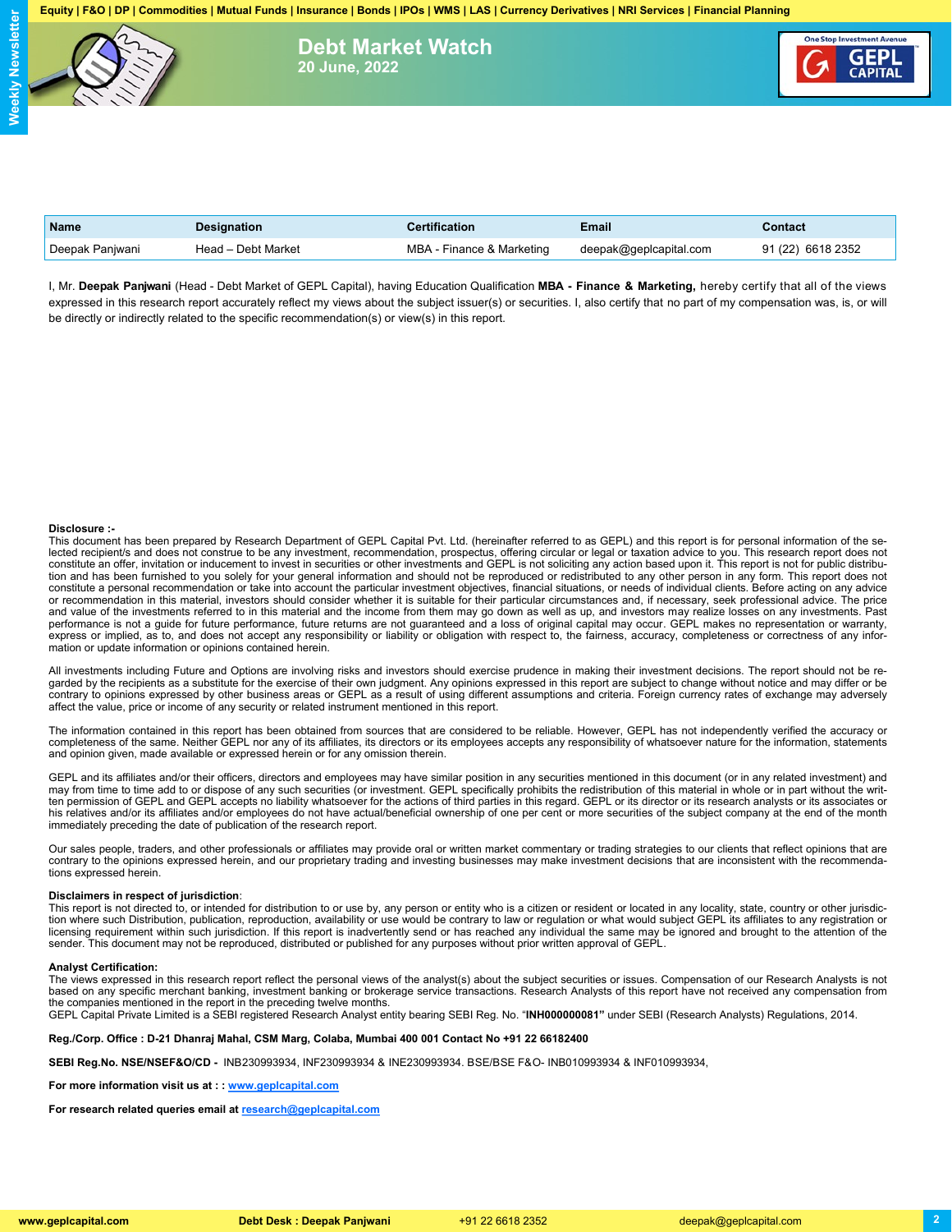| Name | Designation | Certification | Email | Contact |
|---|---|---|---|---|
| Deepak Panjwani | Head – Debt Market | MBA - Finance & Marketing | deepak@geplcapital.com | 91 (22) 6618 2352 |

I, Mr. **Deepak Panjwani** (Head - Debt Market of GEPL Capital), having Education Qualification **MBA - Finance & Marketing,** hereby certify that all of the views expressed in this research report accurately reflect my views about the subject issuer(s) or securities. I, also certify that no part of my compensation was, is, or will be directly or indirectly related to the specific recommendation(s) or view(s) in this report.

**Disclosure :-**

This document has been prepared by Research Department of GEPL Capital Pvt. Ltd. (hereinafter referred to as GEPL) and this report is for personal information of the selected recipient/s and does not construe to be any investment, recommendation, prospectus, offering circular or legal or taxation advice to you. This research report does not constitute an offer, invitation or inducement to invest in securities or other investments and GEPL is not soliciting any action based upon it. This report is not for public distribution and has been furnished to you solely for your general information and should not be reproduced or redistributed to any other person in any form. This report does not constitute a personal recommendation or take into account the particular investment objectives, financial situations, or needs of individual clients. Before acting on any advice or recommendation in this material, investors should consider whether it is suitable for their particular circumstances and, if necessary, seek professional advice. The price and value of the investments referred to in this material and the income from them may go down as well as up, and investors may realize losses on any investments. Past performance is not a guide for future performance, future returns are not guaranteed and a loss of original capital may occur. GEPL makes no representation or warranty, express or implied, as to, and does not accept any responsibility or liability or obligation with respect to, the fairness, accuracy, completeness or correctness of any information or update information or opinions contained herein.

All investments including Future and Options are involving risks and investors should exercise prudence in making their investment decisions. The report should not be regarded by the recipients as a substitute for the exercise of their own judgment. Any opinions expressed in this report are subject to change without notice and may differ or be contrary to opinions expressed by other business areas or GEPL as a result of using different assumptions and criteria. Foreign currency rates of exchange may adversely affect the value, price or income of any security or related instrument mentioned in this report.

The information contained in this report has been obtained from sources that are considered to be reliable. However, GEPL has not independently verified the accuracy or completeness of the same. Neither GEPL nor any of its affiliates, its directors or its employees accepts any responsibility of whatsoever nature for the information, statements and opinion given, made available or expressed herein or for any omission therein.

GEPL and its affiliates and/or their officers, directors and employees may have similar position in any securities mentioned in this document (or in any related investment) and may from time to time add to or dispose of any such securities (or investment. GEPL specifically prohibits the redistribution of this material in whole or in part without the written permission of GEPL and GEPL accepts no liability whatsoever for the actions of third parties in this regard. GEPL or its director or its research analysts or its associates or his relatives and/or its affiliates and/or employees do not have actual/beneficial ownership of one per cent or more securities of the subject company at the end of the month immediately preceding the date of publication of the research report.

Our sales people, traders, and other professionals or affiliates may provide oral or written market commentary or trading strategies to our clients that reflect opinions that are contrary to the opinions expressed herein, and our proprietary trading and investing businesses may make investment decisions that are inconsistent with the recommendations expressed herein.

**Disclaimers in respect of jurisdiction**:

This report is not directed to, or intended for distribution to or use by, any person or entity who is a citizen or resident or located in any locality, state, country or other jurisdiction where such Distribution, publication, reproduction, availability or use would be contrary to law or regulation or what would subject GEPL its affiliates to any registration or licensing requirement within such jurisdiction. If this report is inadvertently send or has reached any individual the same may be ignored and brought to the attention of the sender. This document may not be reproduced, distributed or published for any purposes without prior written approval of GEPL.

**Analyst Certification:**

The views expressed in this research report reflect the personal views of the analyst(s) about the subject securities or issues. Compensation of our Research Analysts is not based on any specific merchant banking, investment banking or brokerage service transactions. Research Analysts of this report have not received any compensation from the companies mentioned in the report in the preceding twelve months.
GEPL Capital Private Limited is a SEBI registered Research Analyst entity bearing SEBI Reg. No. "**INH000000081"** under SEBI (Research Analysts) Regulations, 2014.

**Reg./Corp. Office : D-21 Dhanraj Mahal, CSM Marg, Colaba, Mumbai 400 001 Contact No +91 22 66182400**

**SEBI Reg.No. NSE/NSEF&O/CD -** INB230993934, INF230993934 & INE230993934. BSE/BSE F&O- INB010993934 & INF010993934,

**For more information visit us at : : [www.geplcapital.com](www.geplcapital.com)**

**For research related queries email at [research@geplcapital.com](mailto:research@geplcapital.com)**